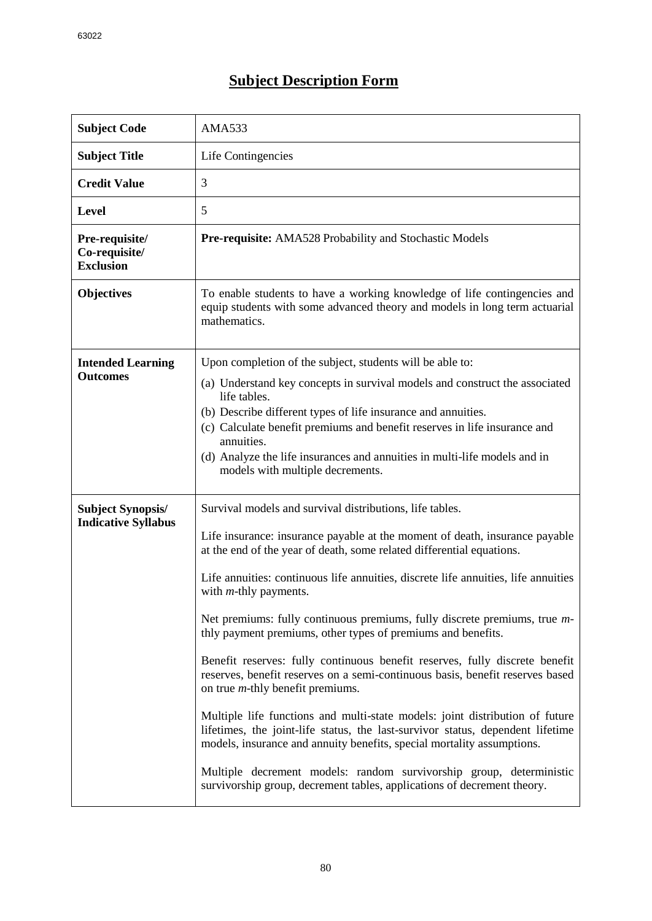# Subject Description Form

| | |
|---|---|
| **Subject Code** | AMA533 |
| **Subject Title** | Life Contingencies |
| **Credit Value** | 3 |
| **Level** | 5 |
| **Pre-requisite/ Co-requisite/ Exclusion** | **Pre-requisite:** AMA528 Probability and Stochastic Models |
| **Objectives** | To enable students to have a working knowledge of life contingencies and equip students with some advanced theory and models in long term actuarial mathematics. |
| **Intended Learning Outcomes** | Upon completion of the subject, students will be able to:<br>(a) Understand key concepts in survival models and construct the associated life tables.<br>(b) Describe different types of life insurance and annuities.<br>(c) Calculate benefit premiums and benefit reserves in life insurance and annuities.<br>(d) Analyze the life insurances and annuities in multi-life models and in models with multiple decrements. |
| **Subject Synopsis/ Indicative Syllabus** | Survival models and survival distributions, life tables.<br><br>Life insurance: insurance payable at the moment of death, insurance payable at the end of the year of death, some related differential equations.<br><br>Life annuities: continuous life annuities, discrete life annuities, life annuities with *m*-thly payments.<br><br>Net premiums: fully continuous premiums, fully discrete premiums, true *m*-thly payment premiums, other types of premiums and benefits.<br><br>Benefit reserves: fully continuous benefit reserves, fully discrete benefit reserves, benefit reserves on a semi-continuous basis, benefit reserves based on true *m*-thly benefit premiums.<br><br>Multiple life functions and multi-state models: joint distribution of future lifetimes, the joint-life status, the last-survivor status, dependent lifetime models, insurance and annuity benefits, special mortality assumptions.<br><br>Multiple decrement models: random survivorship group, deterministic survivorship group, decrement tables, applications of decrement theory. |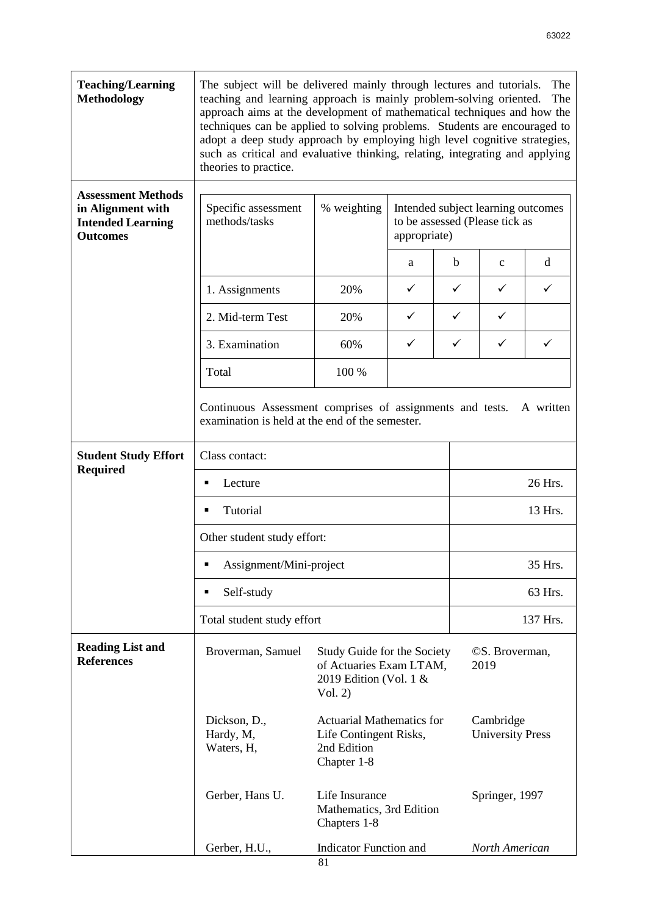| | |
|---|---|
| **Teaching/Learning Methodology** | The subject will be delivered mainly through lectures and tutorials. The teaching and learning approach is mainly problem-solving oriented. The approach aims at the development of mathematical techniques and how the techniques can be applied to solving problems. Students are encouraged to adopt a deep study approach by employing high level cognitive strategies, such as critical and evaluative thinking, relating, integrating and applying theories to practice. |
| **Assessment Methods in Alignment with Intended Learning Outcomes** | (see table below) |

| Specific assessment methods/tasks | % weighting | Intended subject learning outcomes to be assessed (Please tick as appropriate) | | | |
|---|---|---|---|---|---|
| | | a | b | c | d |
| 1. Assignments | 20% | ✓ | ✓ | ✓ | ✓ |
| 2. Mid-term Test | 20% | ✓ | ✓ | ✓ | |
| 3. Examination | 60% | ✓ | ✓ | ✓ | ✓ |
| Total | 100 % | | | | |

Continuous Assessment comprises of assignments and tests. A written examination is held at the end of the semester.

**Student Study Effort Required**

| | |
|---|---|
| Class contact: | |
| ▪ Lecture | 26 Hrs. |
| ▪ Tutorial | 13 Hrs. |
| Other student study effort: | |
| ▪ Assignment/Mini-project | 35 Hrs. |
| ▪ Self-study | 63 Hrs. |
| Total student study effort | 137 Hrs. |

**Reading List and References**

| | | |
|---|---|---|
| Broverman, Samuel | Study Guide for the Society of Actuaries Exam LTAM, 2019 Edition (Vol. 1 & Vol. 2) | ©S. Broverman, 2019 |
| Dickson, D., Hardy, M, Waters, H, | Actuarial Mathematics for Life Contingent Risks, 2nd Edition Chapter 1-8 | Cambridge University Press |
| Gerber, Hans U. | Life Insurance Mathematics, 3rd Edition Chapters 1-8 | Springer, 1997 |
| Gerber, H.U., | Indicator Function and | *North American* |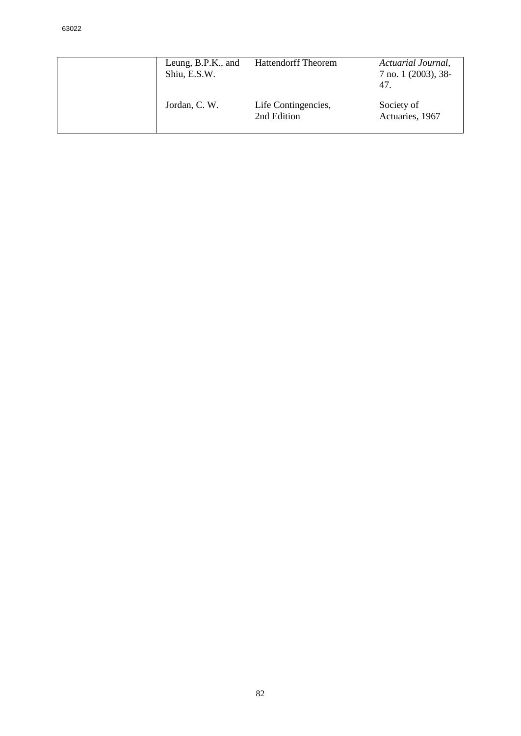| | | | |
|---|---|---|---|
| | Leung, B.P.K., and Shiu, E.S.W. | Hattendorff Theorem | *Actuarial Journal*, 7 no. 1 (2003), 38-47. |
| | Jordan, C. W. | Life Contingencies, 2nd Edition | Society of Actuaries, 1967 |